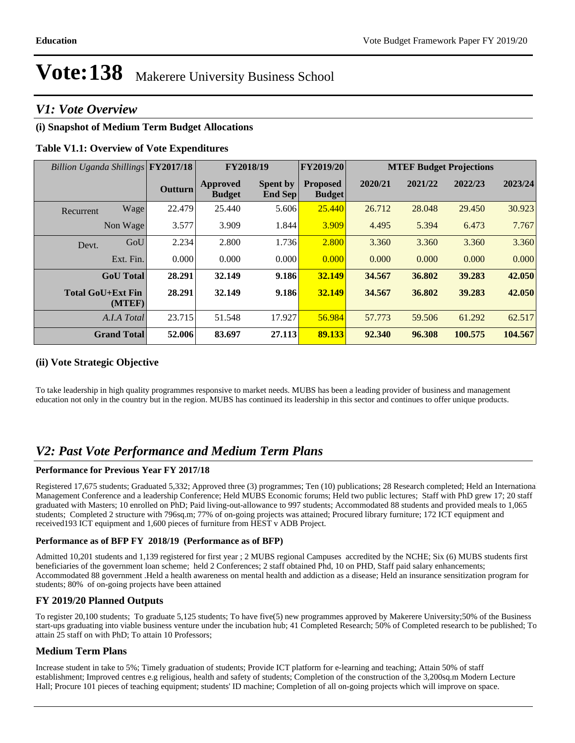# Vote:138 Makerere University Business School

## V1: Vote Overview

### (i) Snapshot of Medium Term Budget Allocations

**Table V1.1: Overview of Vote Expenditures**

| *Billion Uganda Shillings* | | FY2017/18 | FY2018/19 | | FY2019/20 | MTEF Budget Projections | | | |
|---|---|---|---|---|---|---|---|---|---|
| | | **Outturn** | **Approved Budget** | **Spent by End Sep** | **Proposed Budget** | **2020/21** | **2021/22** | **2022/23** | **2023/24** |
| Recurrent | Wage | 22.479 | 25.440 | 5.606 | 25.440 | 26.712 | 28.048 | 29.450 | 30.923 |
| | Non Wage | 3.577 | 3.909 | 1.844 | 3.909 | 4.495 | 5.394 | 6.473 | 7.767 |
| Devt. | GoU | 2.234 | 2.800 | 1.736 | 2.800 | 3.360 | 3.360 | 3.360 | 3.360 |
| | Ext. Fin. | 0.000 | 0.000 | 0.000 | 0.000 | 0.000 | 0.000 | 0.000 | 0.000 |
| | **GoU Total** | **28.291** | **32.149** | **9.186** | **32.149** | **34.567** | **36.802** | **39.283** | **42.050** |
| **Total GoU+Ext Fin (MTEF)** | | **28.291** | **32.149** | **9.186** | **32.149** | **34.567** | **36.802** | **39.283** | **42.050** |
| | *A.I.A Total* | 23.715 | 51.548 | 17.927 | 56.984 | 57.773 | 59.506 | 61.292 | 62.517 |
| | **Grand Total** | **52.006** | **83.697** | **27.113** | **89.133** | **92.340** | **96.308** | **100.575** | **104.567** |

### (ii) Vote Strategic Objective

To take leadership in high quality programmes responsive to market needs. MUBS has been a leading provider of business and management education not only in the country but in the region. MUBS has continued its leadership in this sector and continues to offer unique products.

## V2: Past Vote Performance and Medium Term Plans

**Performance for Previous Year FY 2017/18**

Registered 17,675 students; Graduated 5,332; Approved three (3) programmes; Ten (10) publications; 28 Research completed; Held an International Management Conference and a leadership Conference; Held MUBS Economic forums; Held two public lectures; Staff with PhD grew 17; 20 staff graduated with Masters; 10 enrolled on PhD; Paid living-out-allowance to 997 students; Accommodated 88 students and provided meals to 1,065 students; Completed 2 structure with 796sq.m; 77% of on-going projects was attained; Procured library furniture; 172 ICT equipment and received193 ICT equipment and 1,600 pieces of furniture from HEST v ADB Project.

**Performance as of BFP FY 2018/19 (Performance as of BFP)**

Admitted 10,201 students and 1,139 registered for first year ; 2 MUBS regional Campuses accredited by the NCHE; Six (6) MUBS students first beneficiaries of the government loan scheme; held 2 Conferences; 2 staff obtained Phd, 10 on PHD, Staff paid salary enhancements; Accommodated 88 government .Held a health awareness on mental health and addiction as a disease; Held an insurance sensitization program for students; 80% of on-going projects have been attained

### FY 2019/20 Planned Outputs

To register 20,100 students; To graduate 5,125 students; To have five(5) new programmes approved by Makerere University;50% of the Business start-ups graduating into viable business venture under the incubation hub; 41 Completed Research; 50% of Completed research to be published; To attain 25 staff on with PhD; To attain 10 Professors;

### Medium Term Plans

Increase student in take to 5%; Timely graduation of students; Provide ICT platform for e-learning and teaching; Attain 50% of staff establishment; Improved centres e.g religious, health and safety of students; Completion of the construction of the 3,200sq.m Modern Lecture Hall; Procure 101 pieces of teaching equipment; students' ID machine; Completion of all on-going projects which will improve on space.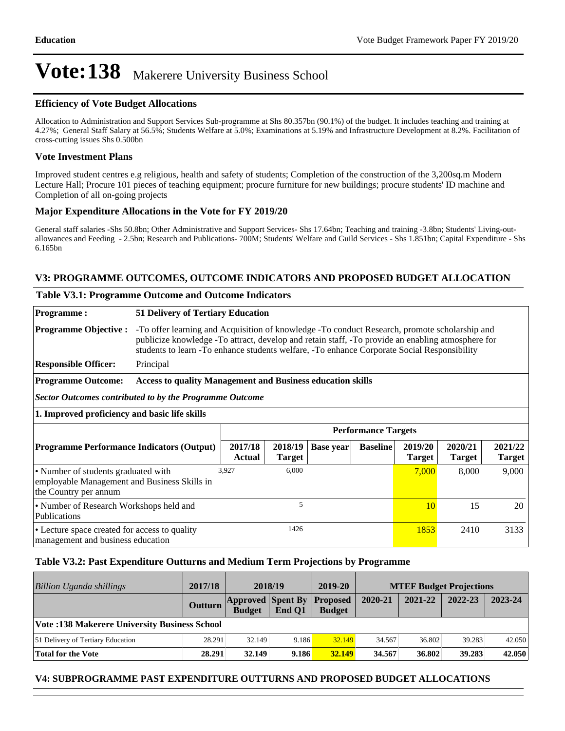# Vote:138 Makerere University Business School

### Efficiency of Vote Budget Allocations

Allocation to Administration and Support Services Sub-programme at Shs 80.357bn (90.1%) of the budget. It includes teaching and training at 4.27%; General Staff Salary at 56.5%; Students Welfare at 5.0%; Examinations at 5.19% and Infrastructure Development at 8.2%. Facilitation of cross-cutting issues Shs 0.500bn

### Vote Investment Plans

Improved student centres e.g religious, health and safety of students; Completion of the construction of the 3,200sq.m Modern Lecture Hall; Procure 101 pieces of teaching equipment; procure furniture for new buildings; procure students' ID machine and Completion of all on-going projects

### Major Expenditure Allocations in the Vote for FY 2019/20

General staff salaries -Shs 50.8bn; Other Administrative and Support Services- Shs 17.64bn; Teaching and training -3.8bn; Students' Living-out-allowances and Feeding - 2.5bn; Research and Publications- 700M; Students' Welfare and Guild Services - Shs 1.851bn; Capital Expenditure - Shs 6.165bn

## V3: PROGRAMME OUTCOMES, OUTCOME INDICATORS AND PROPOSED BUDGET ALLOCATION

### Table V3.1: Programme Outcome and Outcome Indicators

**Programme :** 51 Delivery of Tertiary Education

**Programme Objective :** -To offer learning and Acquisition of knowledge -To conduct Research, promote scholarship and publicize knowledge -To attract, develop and retain staff, -To provide an enabling atmosphere for students to learn -To enhance students welfare, -To enhance Corporate Social Responsibility

**Responsible Officer:** Principal

**Programme Outcome:** Access to quality Management and Business education skills

***Sector Outcomes contributed to by the Programme Outcome***

**1. Improved proficiency and basic life skills**

| Programme Performance Indicators (Output) | Performance Targets | | | | | | |
|---|---|---|---|---|---|---|---|
| | 2017/18 Actual | 2018/19 Target | Base year | Baseline | 2019/20 Target | 2020/21 Target | 2021/22 Target |
| • Number of students graduated with employable Management and Business Skills in the Country per annum | 3,927 | 6,000 | | | 7,000 | 8,000 | 9,000 |
| • Number of Research Workshops held and Publications | | 5 | | | 10 | 15 | 20 |
| • Lecture space created for access to quality management and business education | | 1426 | | | 1853 | 2410 | 3133 |

### Table V3.2: Past Expenditure Outturns and Medium Term Projections by Programme

| *Billion Uganda shillings* | 2017/18 | 2018/19 | | 2019-20 | MTEF Budget Projections | | | |
|---|---|---|---|---|---|---|---|---|
| | Outturn | Approved Budget | Spent By End Q1 | Proposed Budget | 2020-21 | 2021-22 | 2022-23 | 2023-24 |
| **Vote :138 Makerere University Business School** | | | | | | | | |
| 51 Delivery of Tertiary Education | 28.291 | 32.149 | 9.186 | 32.149 | 34.567 | 36.802 | 39.283 | 42.050 |
| **Total for the Vote** | **28.291** | **32.149** | **9.186** | **32.149** | **34.567** | **36.802** | **39.283** | **42.050** |

## V4: SUBPROGRAMME PAST EXPENDITURE OUTTURNS AND PROPOSED BUDGET ALLOCATIONS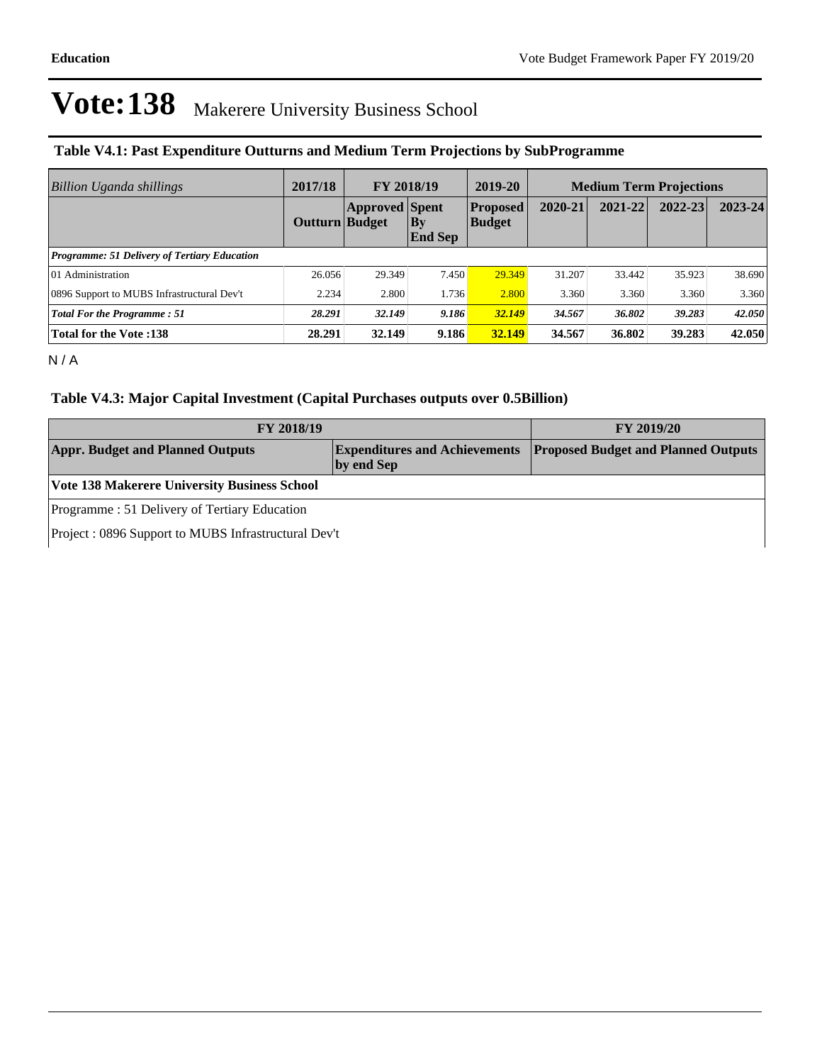# Vote:138 Makerere University Business School

### Table V4.1: Past Expenditure Outturns and Medium Term Projections by SubProgramme

| *Billion Uganda shillings* | 2017/18 | FY 2018/19 | | 2019-20 | Medium Term Projections | | | |
|---|---|---|---|---|---|---|---|---|
| | **Outturn** | **Approved Budget** | **Spent By End Sep** | **Proposed Budget** | **2020-21** | **2021-22** | **2022-23** | **2023-24** |
| ***Programme: 51 Delivery of Tertiary Education*** | | | | | | | | |
| 01 Administration | 26.056 | 29.349 | 7.450 | 29.349 | 31.207 | 33.442 | 35.923 | 38.690 |
| 0896 Support to MUBS Infrastructural Dev't | 2.234 | 2.800 | 1.736 | 2.800 | 3.360 | 3.360 | 3.360 | 3.360 |
| ***Total For the Programme : 51*** | ***28.291*** | ***32.149*** | ***9.186*** | ***32.149*** | ***34.567*** | ***36.802*** | ***39.283*** | ***42.050*** |
| **Total for the Vote :138** | **28.291** | **32.149** | **9.186** | **32.149** | **34.567** | **36.802** | **39.283** | **42.050** |

N / A

### Table V4.3: Major Capital Investment (Capital Purchases outputs over 0.5Billion)

| FY 2018/19 | | FY 2019/20 |
|---|---|---|
| **Appr. Budget and Planned Outputs** | **Expenditures and Achievements by end Sep** | **Proposed Budget and Planned Outputs** |
| **Vote 138 Makerere University Business School** | | |
| Programme : 51 Delivery of Tertiary Education | | |
| Project : 0896 Support to MUBS Infrastructural Dev't | | |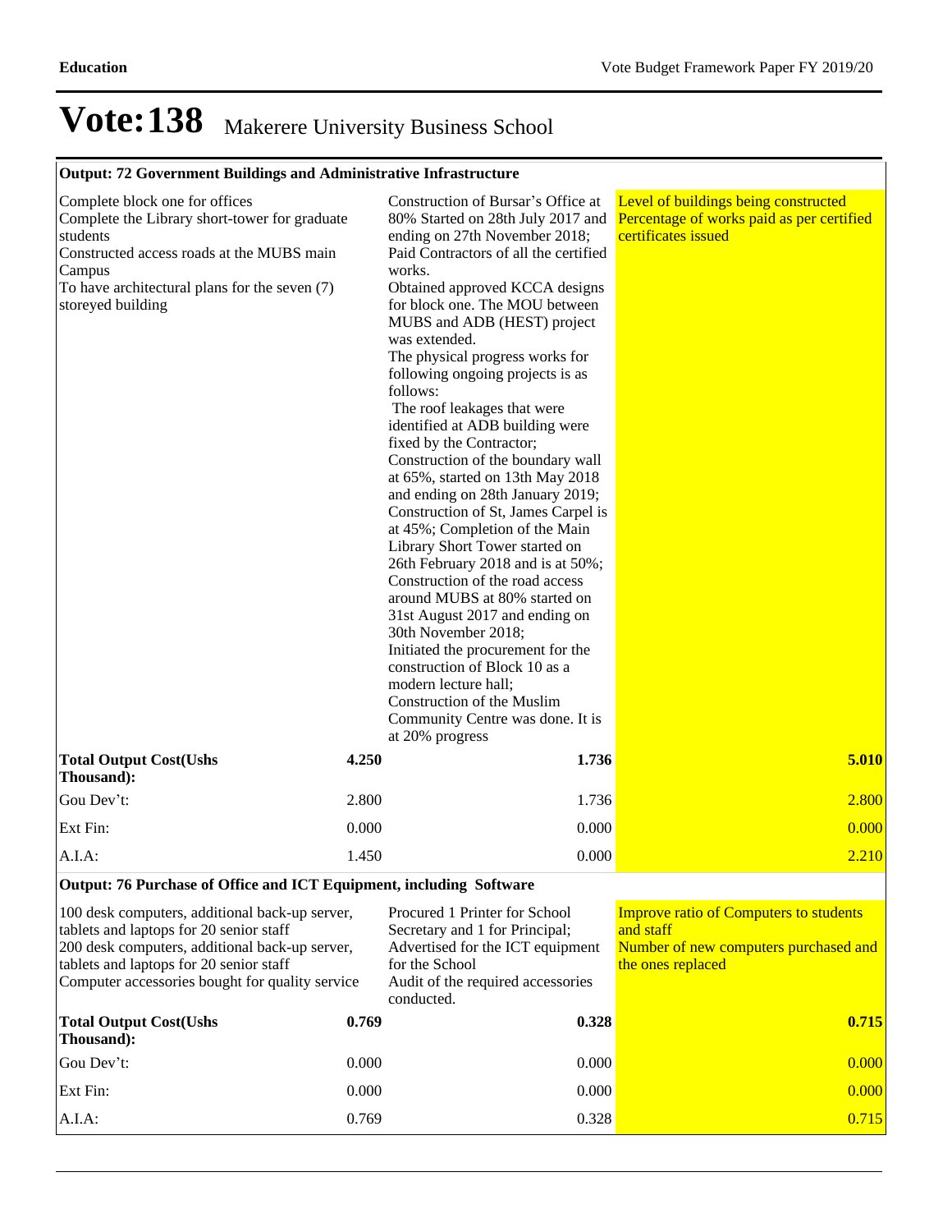# Vote:138 Makerere University Business School

| Output: 72 Government Buildings and Administrative Infrastructure | | | |
|---|---|---|---|
| Complete block one for offices<br>Complete the Library short-tower for graduate students<br>Constructed access roads at the MUBS main Campus<br>To have architectural plans for the seven (7) storeyed building | | Construction of Bursar's Office at 80% Started on 28th July 2017 and ending on 27th November 2018;<br>Paid Contractors of all the certified works.<br>Obtained approved KCCA designs for block one. The MOU between MUBS and ADB (HEST) project was extended.<br>The physical progress works for following ongoing projects is as follows:<br>The roof leakages that were identified at ADB building were fixed by the Contractor;<br>Construction of the boundary wall at 65%, started on 13th May 2018 and ending on 28th January 2019;<br>Construction of St, James Carpel is at 45%; Completion of the Main Library Short Tower started on 26th February 2018 and is at 50%;<br>Construction of the road access around MUBS at 80% started on 31st August 2017 and ending on 30th November 2018;<br>Initiated the procurement for the construction of Block 10 as a modern lecture hall;<br>Construction of the Muslim Community Centre was done. It is at 20% progress | Level of buildings being constructed<br>Percentage of works paid as per certified certificates issued |
| **Total Output Cost(Ushs Thousand):** | **4.250** | **1.736** | **5.010** |
| Gou Dev't: | 2.800 | 1.736 | 2.800 |
| Ext Fin: | 0.000 | 0.000 | 0.000 |
| A.I.A: | 1.450 | 0.000 | 2.210 |

| Output: 76 Purchase of Office and ICT Equipment, including Software | | | |
|---|---|---|---|
| 100 desk computers, additional back-up server, tablets and laptops for 20 senior staff<br>200 desk computers, additional back-up server, tablets and laptops for 20 senior staff<br>Computer accessories bought for quality service | | Procured 1 Printer for School Secretary and 1 for Principal;<br>Advertised for the ICT equipment for the School<br>Audit of the required accessories conducted. | Improve ratio of Computers to students and staff<br>Number of new computers purchased and the ones replaced |
| **Total Output Cost(Ushs Thousand):** | **0.769** | **0.328** | **0.715** |
| Gou Dev't: | 0.000 | 0.000 | 0.000 |
| Ext Fin: | 0.000 | 0.000 | 0.000 |
| A.I.A: | 0.769 | 0.328 | 0.715 |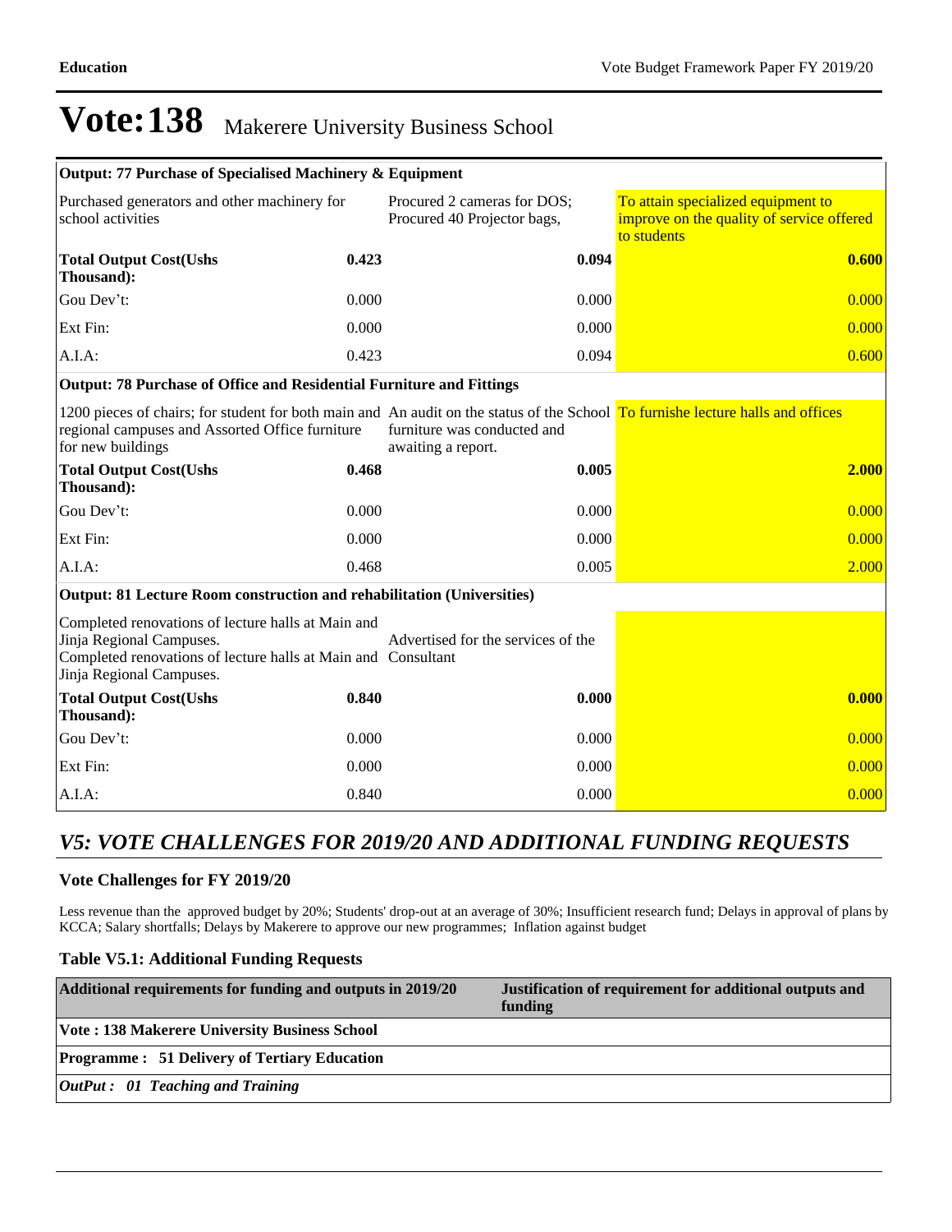# Vote:138 Makerere University Business School

| Output: 77 Purchase of Specialised Machinery & Equipment | | | |
|---|---|---|---|
| Purchased generators and other machinery for school activities | | Procured 2 cameras for DOS; Procured 40 Projector bags, | To attain specialized equipment to improve on the quality of service offered to students |
| **Total Output Cost(Ushs Thousand):** | **0.423** | **0.094** | **0.600** |
| Gou Dev't: | 0.000 | 0.000 | 0.000 |
| Ext Fin: | 0.000 | 0.000 | 0.000 |
| A.I.A: | 0.423 | 0.094 | 0.600 |
| **Output: 78 Purchase of Office and Residential Furniture and Fittings** | | | |
| 1200 pieces of chairs; for student for both main and regional campuses and Assorted Office furniture for new buildings | | An audit on the status of the School furniture was conducted and awaiting a report. | To furnishe lecture halls and offices |
| **Total Output Cost(Ushs Thousand):** | **0.468** | **0.005** | **2.000** |
| Gou Dev't: | 0.000 | 0.000 | 0.000 |
| Ext Fin: | 0.000 | 0.000 | 0.000 |
| A.I.A: | 0.468 | 0.005 | 2.000 |
| **Output: 81 Lecture Room construction and rehabilitation (Universities)** | | | |
| Completed renovations of lecture halls at Main and Jinja Regional Campuses. Completed renovations of lecture halls at Main and Jinja Regional Campuses. | | Advertised for the services of the Consultant | |
| **Total Output Cost(Ushs Thousand):** | **0.840** | **0.000** | **0.000** |
| Gou Dev't: | 0.000 | 0.000 | 0.000 |
| Ext Fin: | 0.000 | 0.000 | 0.000 |
| A.I.A: | 0.840 | 0.000 | 0.000 |

## *V5: VOTE CHALLENGES FOR 2019/20 AND ADDITIONAL FUNDING REQUESTS*

### Vote Challenges for FY 2019/20

Less revenue than the approved budget by 20%; Students' drop-out at an average of 30%; Insufficient research fund; Delays in approval of plans by KCCA; Salary shortfalls; Delays by Makerere to approve our new programmes; Inflation against budget

### Table V5.1: Additional Funding Requests

| Additional requirements for funding and outputs in 2019/20 | Justification of requirement for additional outputs and funding |
|---|---|
| **Vote : 138 Makerere University Business School** | |
| **Programme : 51 Delivery of Tertiary Education** | |
| ***OutPut : 01 Teaching and Training*** | |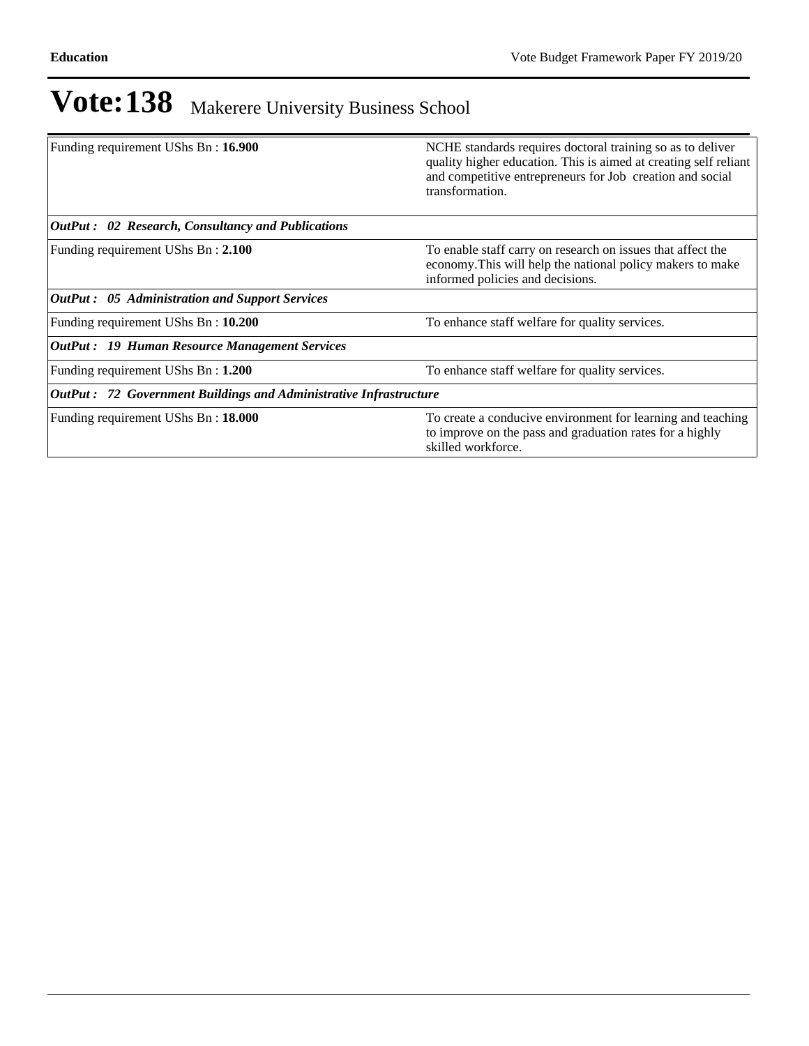# Vote:138 Makerere University Business School

| | |
|---|---|
| Funding requirement UShs Bn : **16.900** | NCHE standards requires doctoral training so as to deliver quality higher education. This is aimed at creating self reliant and competitive entrepreneurs for Job creation and social transformation. |
| ***OutPut : 02 Research, Consultancy and Publications*** | |
| Funding requirement UShs Bn : **2.100** | To enable staff carry on research on issues that affect the economy.This will help the national policy makers to make informed policies and decisions. |
| ***OutPut : 05 Administration and Support Services*** | |
| Funding requirement UShs Bn : **10.200** | To enhance staff welfare for quality services. |
| ***OutPut : 19 Human Resource Management Services*** | |
| Funding requirement UShs Bn : **1.200** | To enhance staff welfare for quality services. |
| ***OutPut : 72 Government Buildings and Administrative Infrastructure*** | |
| Funding requirement UShs Bn : **18.000** | To create a conducive environment for learning and teaching to improve on the pass and graduation rates for a highly skilled workforce. |